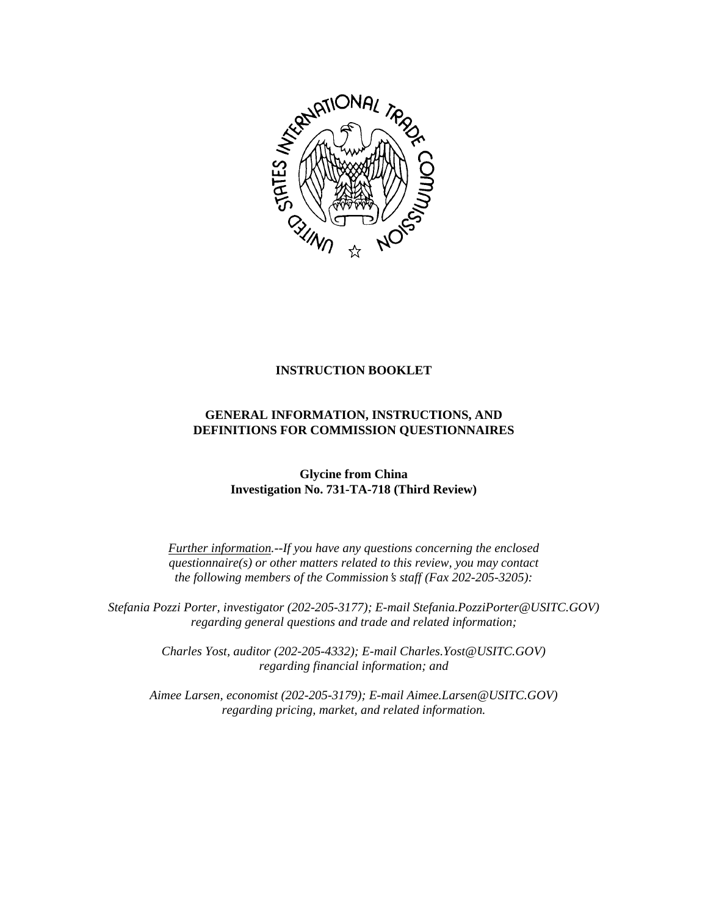**INSTRUCTION BOOKLET**

**GENERAL INFORMATION, INSTRUCTIONS, AND DEFINITIONS FOR COMMISSION QUESTIONNAIRES**

**Glycine from China**
**Investigation No. 731-TA-718 (Third Review)**

*Further information.--If you have any questions concerning the enclosed questionnaire(s) or other matters related to this review, you may contact the following members of the Commission's staff (Fax 202-205-3205):*

*Stefania Pozzi Porter, investigator (202-205-3177); E-mail Stefania.PozziPorter@USITC.GOV) regarding general questions and trade and related information;*

*Charles Yost, auditor (202-205-4332); E-mail Charles.Yost@USITC.GOV) regarding financial information; and*

*Aimee Larsen, economist (202-205-3179); E-mail Aimee.Larsen@USITC.GOV) regarding pricing, market, and related information.*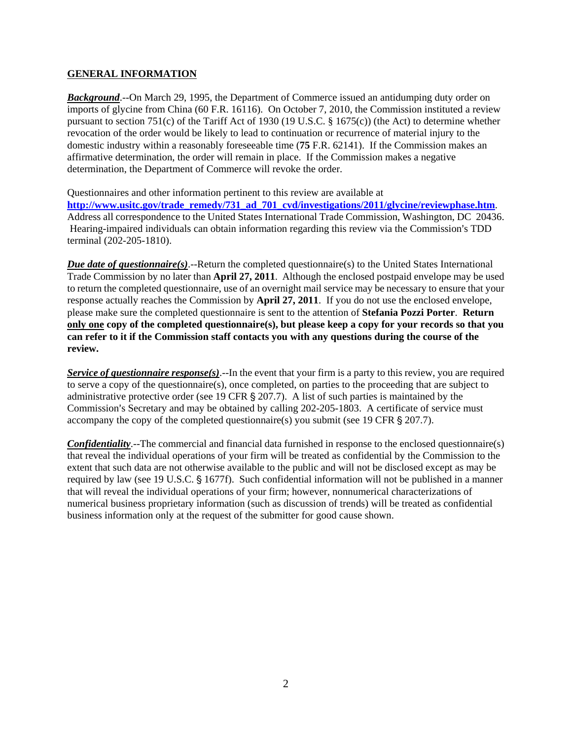## GENERAL INFORMATION

***Background***.--On March 29, 1995, the Department of Commerce issued an antidumping duty order on imports of glycine from China (60 F.R. 16116). On October 7, 2010, the Commission instituted a review pursuant to section 751(c) of the Tariff Act of 1930 (19 U.S.C. § 1675(c)) (the Act) to determine whether revocation of the order would be likely to lead to continuation or recurrence of material injury to the domestic industry within a reasonably foreseeable time (**75** F.R. 62141). If the Commission makes an affirmative determination, the order will remain in place. If the Commission makes a negative determination, the Department of Commerce will revoke the order.

Questionnaires and other information pertinent to this review are available at **http://www.usitc.gov/trade_remedy/731_ad_701_cvd/investigations/2011/glycine/reviewphase.htm**. Address all correspondence to the United States International Trade Commission, Washington, DC 20436. Hearing-impaired individuals can obtain information regarding this review via the Commission's TDD terminal (202-205-1810).

***Due date of questionnaire(s)***.--Return the completed questionnaire(s) to the United States International Trade Commission by no later than **April 27, 2011**. Although the enclosed postpaid envelope may be used to return the completed questionnaire, use of an overnight mail service may be necessary to ensure that your response actually reaches the Commission by **April 27, 2011**. If you do not use the enclosed envelope, please make sure the completed questionnaire is sent to the attention of **Stefania Pozzi Porter**. **Return only one copy of the completed questionnaire(s), but please keep a copy for your records so that you can refer to it if the Commission staff contacts you with any questions during the course of the review.**

***Service of questionnaire response(s)***.--In the event that your firm is a party to this review, you are required to serve a copy of the questionnaire(s), once completed, on parties to the proceeding that are subject to administrative protective order (see 19 CFR § 207.7). A list of such parties is maintained by the Commission's Secretary and may be obtained by calling 202-205-1803. A certificate of service must accompany the copy of the completed questionnaire(s) you submit (see 19 CFR § 207.7).

***Confidentiality***.--The commercial and financial data furnished in response to the enclosed questionnaire(s) that reveal the individual operations of your firm will be treated as confidential by the Commission to the extent that such data are not otherwise available to the public and will not be disclosed except as may be required by law (see 19 U.S.C. § 1677f). Such confidential information will not be published in a manner that will reveal the individual operations of your firm; however, nonnumerical characterizations of numerical business proprietary information (such as discussion of trends) will be treated as confidential business information only at the request of the submitter for good cause shown.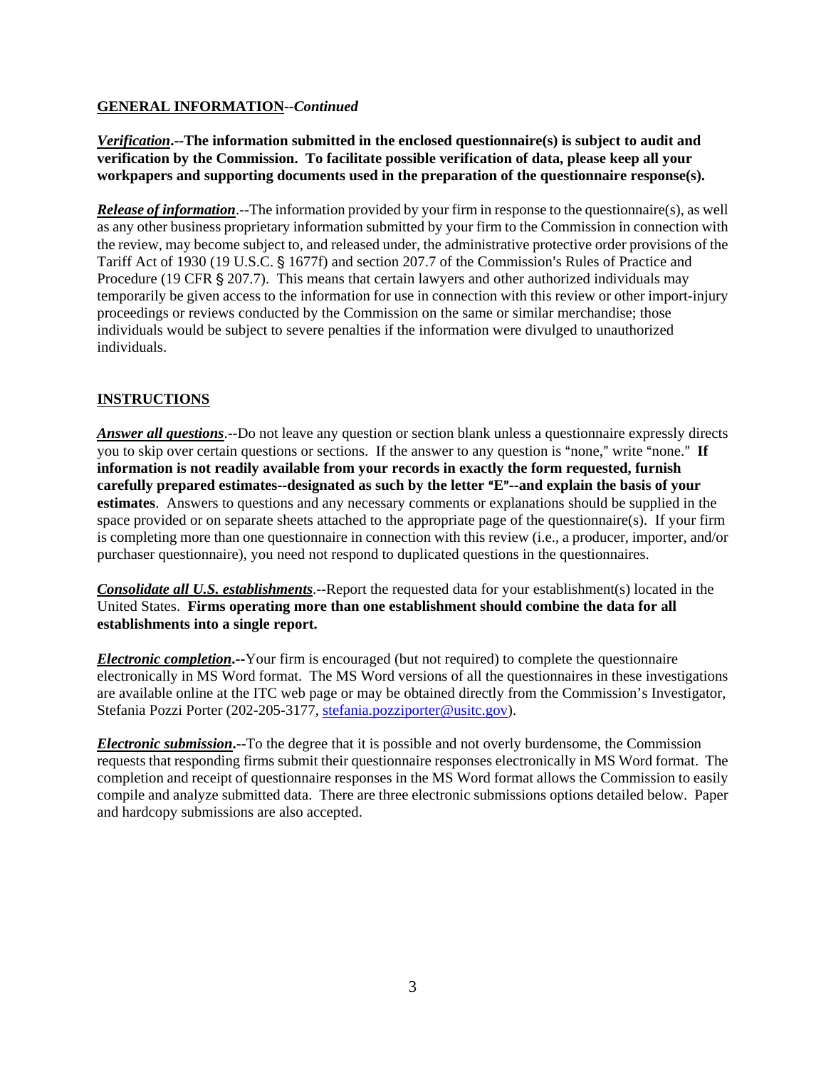**GENERAL INFORMATION**--*Continued*

***Verification*.--The information submitted in the enclosed questionnaire(s) is subject to audit and verification by the Commission. To facilitate possible verification of data, please keep all your workpapers and supporting documents used in the preparation of the questionnaire response(s).**

***Release of information***.--The information provided by your firm in response to the questionnaire(s), as well as any other business proprietary information submitted by your firm to the Commission in connection with the review, may become subject to, and released under, the administrative protective order provisions of the Tariff Act of 1930 (19 U.S.C. § 1677f) and section 207.7 of the Commission's Rules of Practice and Procedure (19 CFR § 207.7). This means that certain lawyers and other authorized individuals may temporarily be given access to the information for use in connection with this review or other import-injury proceedings or reviews conducted by the Commission on the same or similar merchandise; those individuals would be subject to severe penalties if the information were divulged to unauthorized individuals.

**INSTRUCTIONS**

***Answer all questions***.--Do not leave any question or section blank unless a questionnaire expressly directs you to skip over certain questions or sections. If the answer to any question is "none," write "none." **If information is not readily available from your records in exactly the form requested, furnish carefully prepared estimates--designated as such by the letter "E"--and explain the basis of your estimates**. Answers to questions and any necessary comments or explanations should be supplied in the space provided or on separate sheets attached to the appropriate page of the questionnaire(s). If your firm is completing more than one questionnaire in connection with this review (i.e., a producer, importer, and/or purchaser questionnaire), you need not respond to duplicated questions in the questionnaires.

***Consolidate all U.S. establishments***.--Report the requested data for your establishment(s) located in the United States. **Firms operating more than one establishment should combine the data for all establishments into a single report.**

***Electronic completion*.--**Your firm is encouraged (but not required) to complete the questionnaire electronically in MS Word format. The MS Word versions of all the questionnaires in these investigations are available online at the ITC web page or may be obtained directly from the Commission's Investigator, Stefania Pozzi Porter (202-205-3177, stefania.pozziporter@usitc.gov).

***Electronic submission*.--**To the degree that it is possible and not overly burdensome, the Commission requests that responding firms submit their questionnaire responses electronically in MS Word format. The completion and receipt of questionnaire responses in the MS Word format allows the Commission to easily compile and analyze submitted data. There are three electronic submissions options detailed below. Paper and hardcopy submissions are also accepted.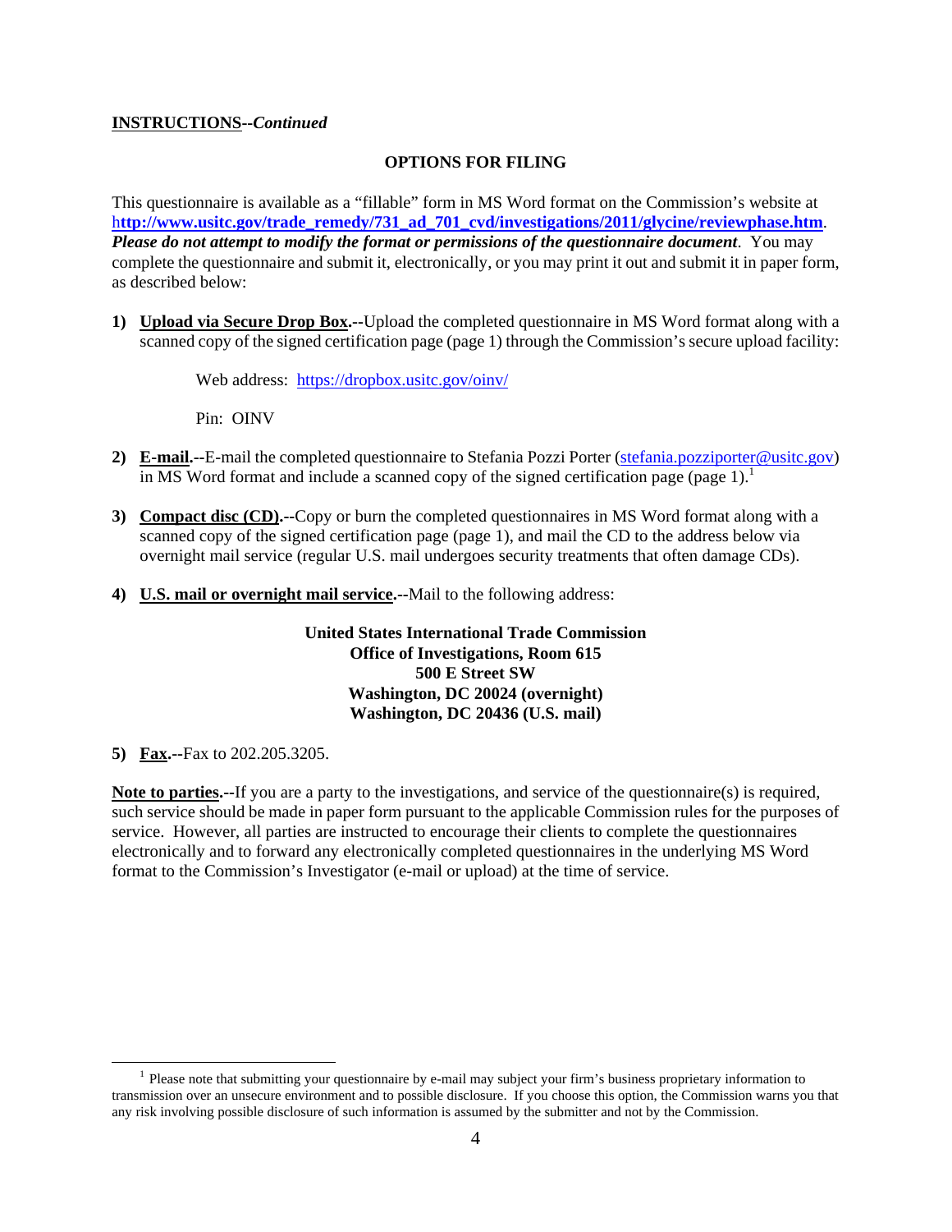**INSTRUCTIONS**--*Continued*

**OPTIONS FOR FILING**

This questionnaire is available as a "fillable" form in MS Word format on the Commission's website at **http://www.usitc.gov/trade_remedy/731_ad_701_cvd/investigations/2011/glycine/reviewphase.htm**. ***Please do not attempt to modify the format or permissions of the questionnaire document***. You may complete the questionnaire and submit it, electronically, or you may print it out and submit it in paper form, as described below:

1) **Upload via Secure Drop Box.**--Upload the completed questionnaire in MS Word format along with a scanned copy of the signed certification page (page 1) through the Commission's secure upload facility:

   Web address: https://dropbox.usitc.gov/oinv/

   Pin: OINV

2) **E-mail.**--E-mail the completed questionnaire to Stefania Pozzi Porter (stefania.pozziporter@usitc.gov) in MS Word format and include a scanned copy of the signed certification page (page 1).[1]

3) **Compact disc (CD).**--Copy or burn the completed questionnaires in MS Word format along with a scanned copy of the signed certification page (page 1), and mail the CD to the address below via overnight mail service (regular U.S. mail undergoes security treatments that often damage CDs).

4) **U.S. mail or overnight mail service.**--Mail to the following address:

**United States International Trade Commission**
**Office of Investigations, Room 615**
**500 E Street SW**
**Washington, DC 20024 (overnight)**
**Washington, DC 20436 (U.S. mail)**

5) **Fax.**--Fax to 202.205.3205.

**Note to parties.**--If you are a party to the investigations, and service of the questionnaire(s) is required, such service should be made in paper form pursuant to the applicable Commission rules for the purposes of service. However, all parties are instructed to encourage their clients to complete the questionnaires electronically and to forward any electronically completed questionnaires in the underlying MS Word format to the Commission's Investigator (e-mail or upload) at the time of service.

---

[1] Please note that submitting your questionnaire by e-mail may subject your firm's business proprietary information to transmission over an unsecure environment and to possible disclosure. If you choose this option, the Commission warns you that any risk involving possible disclosure of such information is assumed by the submitter and not by the Commission.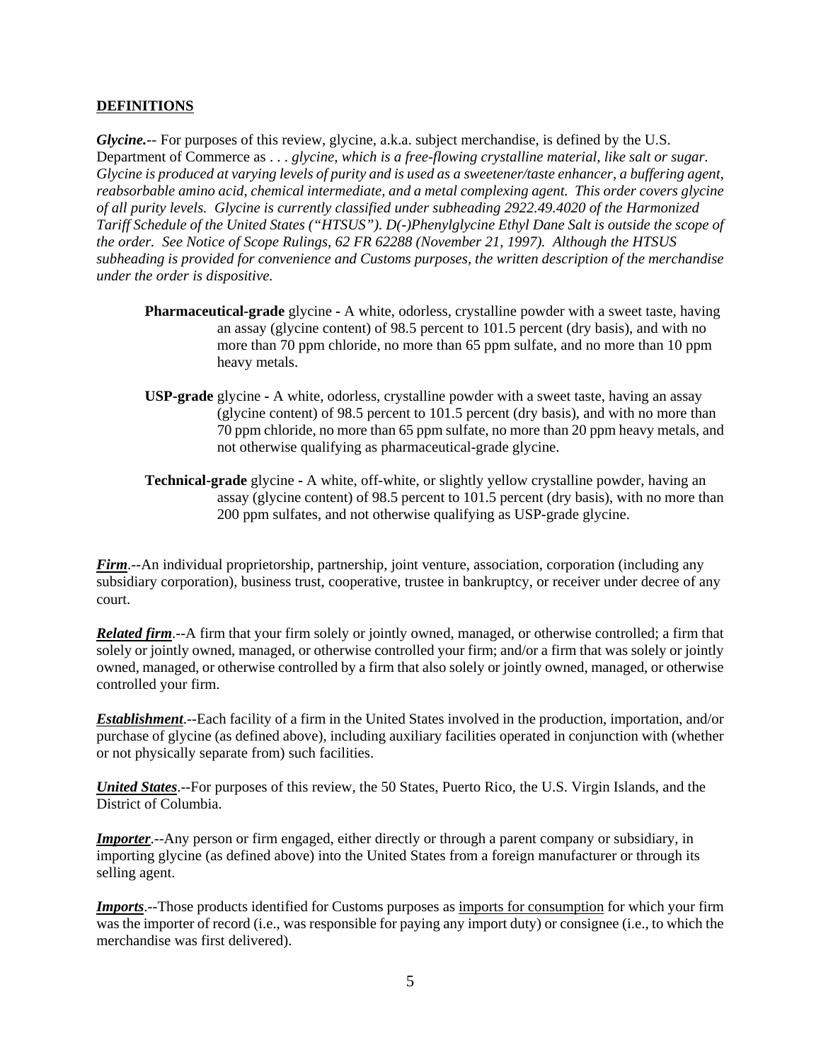**DEFINITIONS**

***Glycine.***-- For purposes of this review, glycine, a.k.a. subject merchandise, is defined by the U.S. Department of Commerce as . . . *glycine, which is a free-flowing crystalline material, like salt or sugar. Glycine is produced at varying levels of purity and is used as a sweetener/taste enhancer, a buffering agent, reabsorbable amino acid, chemical intermediate, and a metal complexing agent. This order covers glycine of all purity levels. Glycine is currently classified under subheading 2922.49.4020 of the Harmonized Tariff Schedule of the United States ("HTSUS"). D(-)Phenylglycine Ethyl Dane Salt is outside the scope of the order. See Notice of Scope Rulings, 62 FR 62288 (November 21, 1997). Although the HTSUS subheading is provided for convenience and Customs purposes, the written description of the merchandise under the order is dispositive.*

> **Pharmaceutical-grade** glycine - A white, odorless, crystalline powder with a sweet taste, having an assay (glycine content) of 98.5 percent to 101.5 percent (dry basis), and with no more than 70 ppm chloride, no more than 65 ppm sulfate, and no more than 10 ppm heavy metals.
>
> **USP-grade** glycine - A white, odorless, crystalline powder with a sweet taste, having an assay (glycine content) of 98.5 percent to 101.5 percent (dry basis), and with no more than 70 ppm chloride, no more than 65 ppm sulfate, no more than 20 ppm heavy metals, and not otherwise qualifying as pharmaceutical-grade glycine.
>
> **Technical-grade** glycine - A white, off-white, or slightly yellow crystalline powder, having an assay (glycine content) of 98.5 percent to 101.5 percent (dry basis), with no more than 200 ppm sulfates, and not otherwise qualifying as USP-grade glycine.

***Firm***.--An individual proprietorship, partnership, joint venture, association, corporation (including any subsidiary corporation), business trust, cooperative, trustee in bankruptcy, or receiver under decree of any court.

***Related firm***.--A firm that your firm solely or jointly owned, managed, or otherwise controlled; a firm that solely or jointly owned, managed, or otherwise controlled your firm; and/or a firm that was solely or jointly owned, managed, or otherwise controlled by a firm that also solely or jointly owned, managed, or otherwise controlled your firm.

***Establishment***.--Each facility of a firm in the United States involved in the production, importation, and/or purchase of glycine (as defined above), including auxiliary facilities operated in conjunction with (whether or not physically separate from) such facilities.

***United States***.--For purposes of this review, the 50 States, Puerto Rico, the U.S. Virgin Islands, and the District of Columbia.

***Importer***.--Any person or firm engaged, either directly or through a parent company or subsidiary, in importing glycine (as defined above) into the United States from a foreign manufacturer or through its selling agent.

***Imports***.--Those products identified for Customs purposes as imports for consumption for which your firm was the importer of record (i.e., was responsible for paying any import duty) or consignee (i.e., to which the merchandise was first delivered).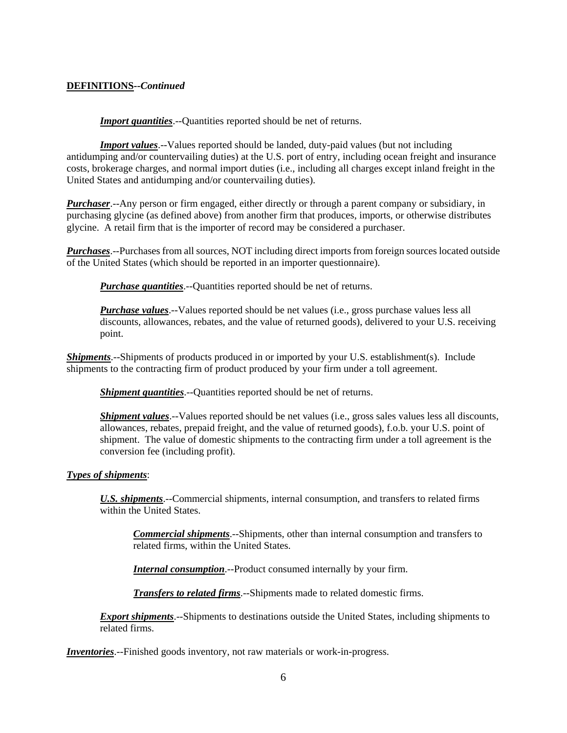**DEFINITIONS**--*Continued*

***Import quantities***.--Quantities reported should be net of returns.

***Import values***.--Values reported should be landed, duty-paid values (but not including antidumping and/or countervailing duties) at the U.S. port of entry, including ocean freight and insurance costs, brokerage charges, and normal import duties (i.e., including all charges except inland freight in the United States and antidumping and/or countervailing duties).

***Purchaser***.--Any person or firm engaged, either directly or through a parent company or subsidiary, in purchasing glycine (as defined above) from another firm that produces, imports, or otherwise distributes glycine. A retail firm that is the importer of record may be considered a purchaser.

***Purchases***.--Purchases from all sources, NOT including direct imports from foreign sources located outside of the United States (which should be reported in an importer questionnaire).

> ***Purchase quantities***.--Quantities reported should be net of returns.
>
> ***Purchase values***.--Values reported should be net values (i.e., gross purchase values less all discounts, allowances, rebates, and the value of returned goods), delivered to your U.S. receiving point.

***Shipments***.--Shipments of products produced in or imported by your U.S. establishment(s). Include shipments to the contracting firm of product produced by your firm under a toll agreement.

> ***Shipment quantities***.--Quantities reported should be net of returns.
>
> ***Shipment values***.--Values reported should be net values (i.e., gross sales values less all discounts, allowances, rebates, prepaid freight, and the value of returned goods), f.o.b. your U.S. point of shipment. The value of domestic shipments to the contracting firm under a toll agreement is the conversion fee (including profit).

***Types of shipments***:

> ***U.S. shipments***.--Commercial shipments, internal consumption, and transfers to related firms within the United States.
>
> > ***Commercial shipments***.--Shipments, other than internal consumption and transfers to related firms, within the United States.
> >
> > ***Internal consumption***.--Product consumed internally by your firm.
> >
> > ***Transfers to related firms***.--Shipments made to related domestic firms.
>
> ***Export shipments***.--Shipments to destinations outside the United States, including shipments to related firms.

***Inventories***.--Finished goods inventory, not raw materials or work-in-progress.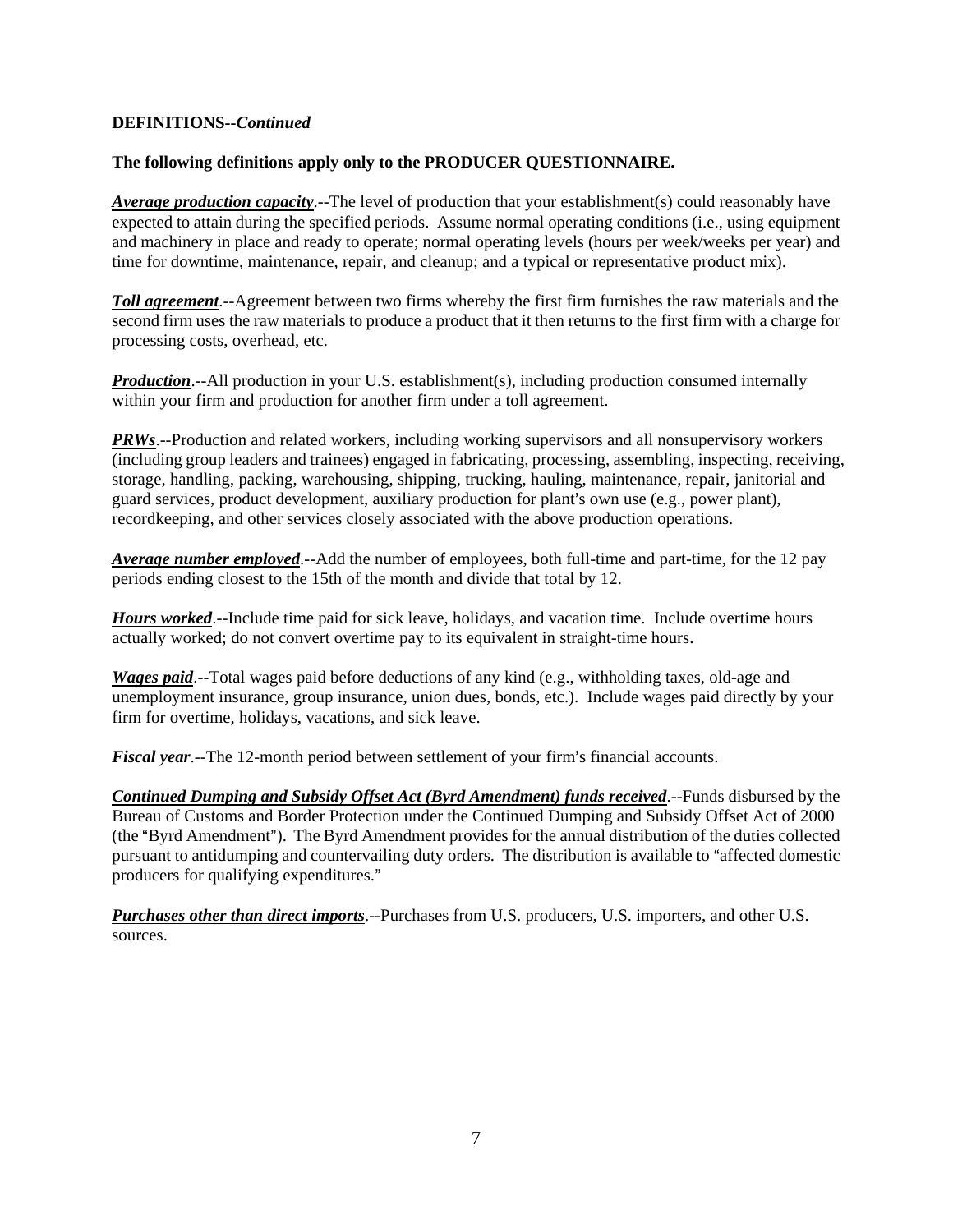**<u>DEFINITIONS</u>--*Continued***

**The following definitions apply only to the PRODUCER QUESTIONNAIRE.**

***<u>Average production capacity</u>***.--The level of production that your establishment(s) could reasonably have expected to attain during the specified periods. Assume normal operating conditions (i.e., using equipment and machinery in place and ready to operate; normal operating levels (hours per week/weeks per year) and time for downtime, maintenance, repair, and cleanup; and a typical or representative product mix).

***<u>Toll agreement</u>***.--Agreement between two firms whereby the first firm furnishes the raw materials and the second firm uses the raw materials to produce a product that it then returns to the first firm with a charge for processing costs, overhead, etc.

***<u>Production</u>***.--All production in your U.S. establishment(s), including production consumed internally within your firm and production for another firm under a toll agreement.

***<u>PRWs</u>***.--Production and related workers, including working supervisors and all nonsupervisory workers (including group leaders and trainees) engaged in fabricating, processing, assembling, inspecting, receiving, storage, handling, packing, warehousing, shipping, trucking, hauling, maintenance, repair, janitorial and guard services, product development, auxiliary production for plant's own use (e.g., power plant), recordkeeping, and other services closely associated with the above production operations.

***<u>Average number employed</u>***.--Add the number of employees, both full-time and part-time, for the 12 pay periods ending closest to the 15th of the month and divide that total by 12.

***<u>Hours worked</u>***.--Include time paid for sick leave, holidays, and vacation time. Include overtime hours actually worked; do not convert overtime pay to its equivalent in straight-time hours.

***<u>Wages paid</u>***.--Total wages paid before deductions of any kind (e.g., withholding taxes, old-age and unemployment insurance, group insurance, union dues, bonds, etc.). Include wages paid directly by your firm for overtime, holidays, vacations, and sick leave.

***<u>Fiscal year</u>***.--The 12-month period between settlement of your firm's financial accounts.

***<u>Continued Dumping and Subsidy Offset Act (Byrd Amendment) funds received</u>***.--Funds disbursed by the Bureau of Customs and Border Protection under the Continued Dumping and Subsidy Offset Act of 2000 (the "Byrd Amendment"). The Byrd Amendment provides for the annual distribution of the duties collected pursuant to antidumping and countervailing duty orders. The distribution is available to "affected domestic producers for qualifying expenditures."

***<u>Purchases other than direct imports</u>***.--Purchases from U.S. producers, U.S. importers, and other U.S. sources.